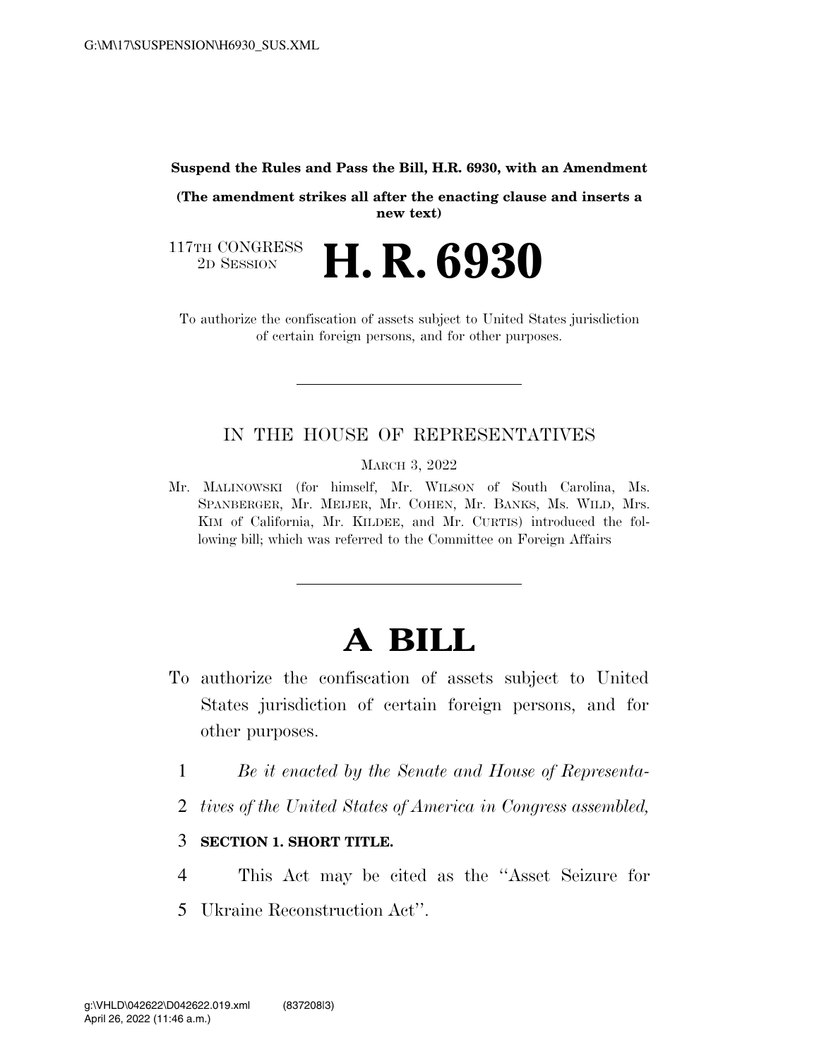**Suspend the Rules and Pass the Bill, H.R. 6930, with an Amendment**

**(The amendment strikes all after the enacting clause and inserts a new text)**

117TH CONGRESS
2D SESSION

# H. R. 6930

To authorize the confiscation of assets subject to United States jurisdiction of certain foreign persons, and for other purposes.

---

IN THE HOUSE OF REPRESENTATIVES

MARCH 3, 2022

Mr. MALINOWSKI (for himself, Mr. WILSON of South Carolina, Ms. SPANBERGER, Mr. MEIJER, Mr. COHEN, Mr. BANKS, Ms. WILD, Mrs. KIM of California, Mr. KILDEE, and Mr. CURTIS) introduced the following bill; which was referred to the Committee on Foreign Affairs

---

# A BILL

To authorize the confiscation of assets subject to United States jurisdiction of certain foreign persons, and for other purposes.

1 *Be it enacted by the Senate and House of Representa-*
2 *tives of the United States of America in Congress assembled,*

3 **SECTION 1. SHORT TITLE.**

4 This Act may be cited as the "Asset Seizure for
5 Ukraine Reconstruction Act".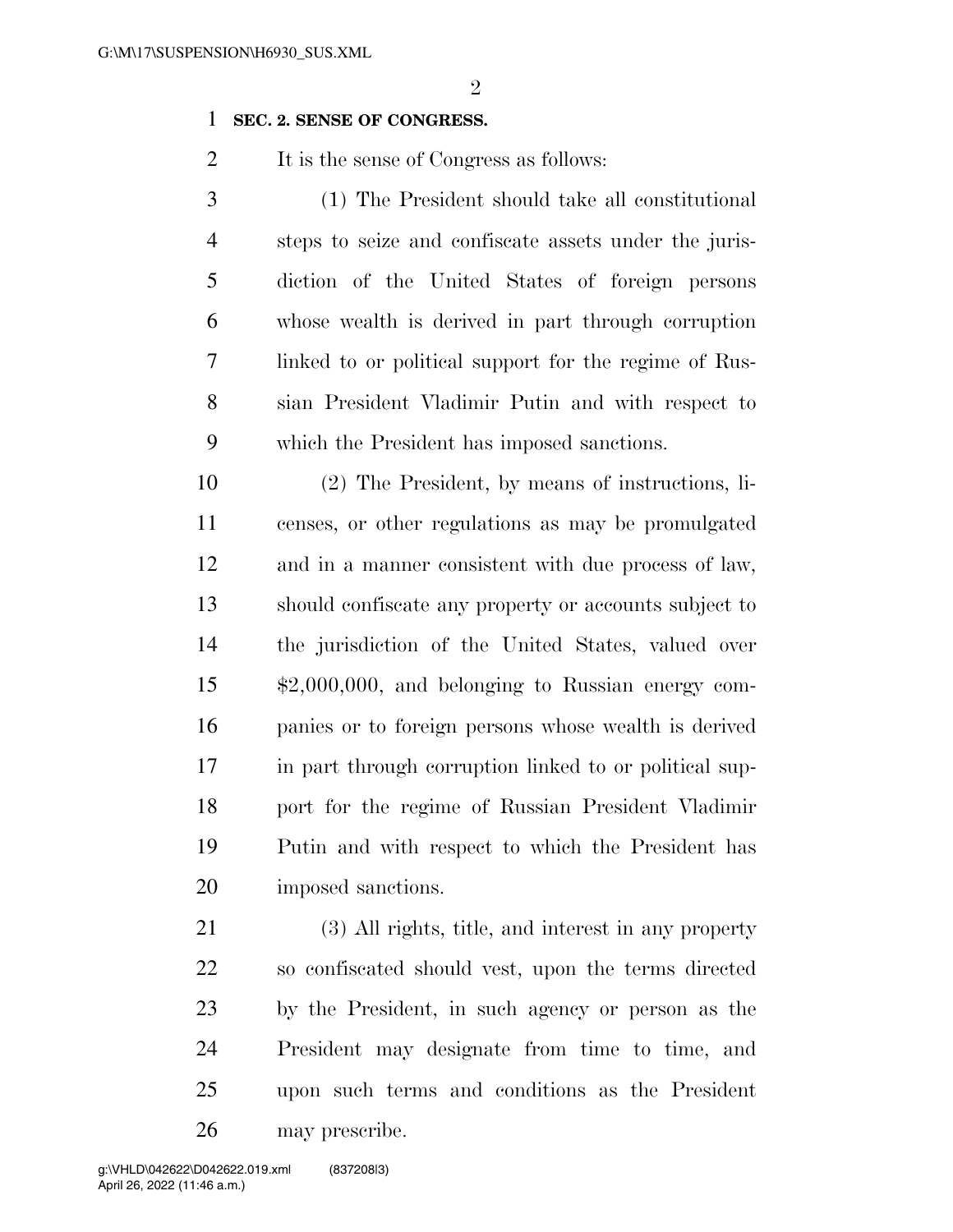**SEC. 2. SENSE OF CONGRESS.**

It is the sense of Congress as follows:

(1) The President should take all constitutional steps to seize and confiscate assets under the jurisdiction of the United States of foreign persons whose wealth is derived in part through corruption linked to or political support for the regime of Russian President Vladimir Putin and with respect to which the President has imposed sanctions.

(2) The President, by means of instructions, licenses, or other regulations as may be promulgated and in a manner consistent with due process of law, should confiscate any property or accounts subject to the jurisdiction of the United States, valued over $2,000,000, and belonging to Russian energy companies or to foreign persons whose wealth is derived in part through corruption linked to or political support for the regime of Russian President Vladimir Putin and with respect to which the President has imposed sanctions.

(3) All rights, title, and interest in any property so confiscated should vest, upon the terms directed by the President, in such agency or person as the President may designate from time to time, and upon such terms and conditions as the President may prescribe.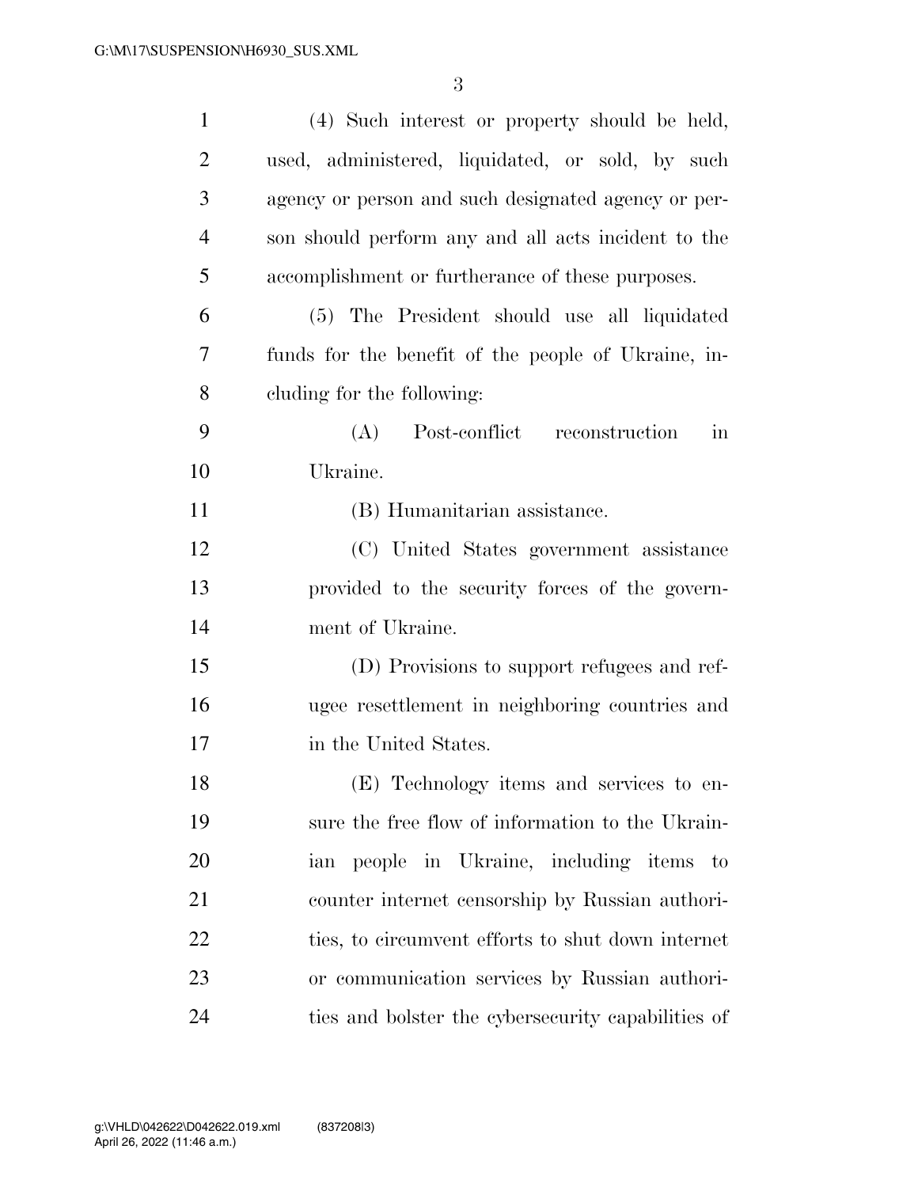(4) Such interest or property should be held, used, administered, liquidated, or sold, by such agency or person and such designated agency or person should perform any and all acts incident to the accomplishment or furtherance of these purposes.

(5) The President should use all liquidated funds for the benefit of the people of Ukraine, including for the following:

(A) Post-conflict reconstruction in Ukraine.

(B) Humanitarian assistance.

(C) United States government assistance provided to the security forces of the government of Ukraine.

(D) Provisions to support refugees and refugee resettlement in neighboring countries and in the United States.

(E) Technology items and services to ensure the free flow of information to the Ukrainian people in Ukraine, including items to counter internet censorship by Russian authorities, to circumvent efforts to shut down internet or communication services by Russian authorities and bolster the cybersecurity capabilities of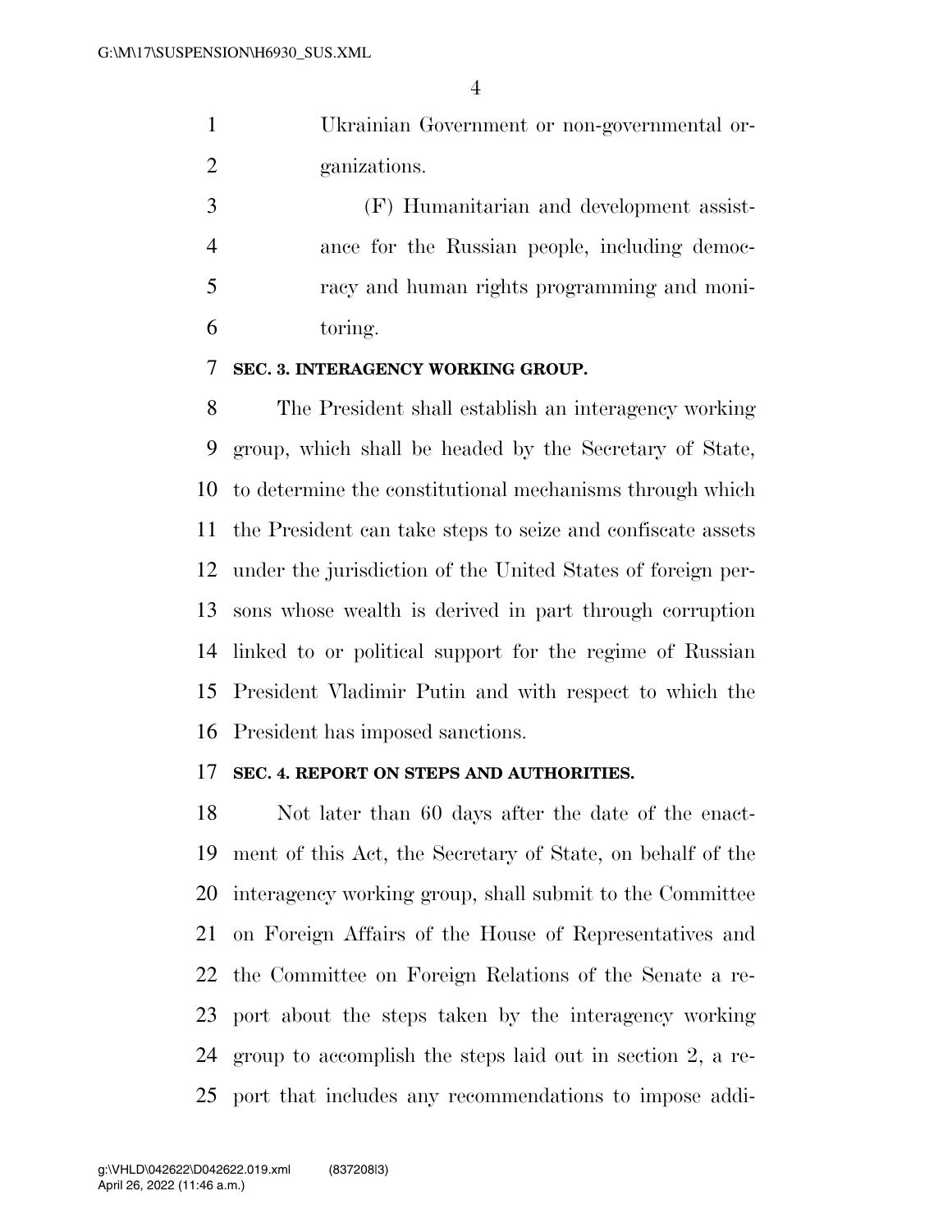Ukrainian Government or non-governmental organizations.

(F) Humanitarian and development assistance for the Russian people, including democracy and human rights programming and monitoring.

**SEC. 3. INTERAGENCY WORKING GROUP.**

The President shall establish an interagency working group, which shall be headed by the Secretary of State, to determine the constitutional mechanisms through which the President can take steps to seize and confiscate assets under the jurisdiction of the United States of foreign persons whose wealth is derived in part through corruption linked to or political support for the regime of Russian President Vladimir Putin and with respect to which the President has imposed sanctions.

**SEC. 4. REPORT ON STEPS AND AUTHORITIES.**

Not later than 60 days after the date of the enactment of this Act, the Secretary of State, on behalf of the interagency working group, shall submit to the Committee on Foreign Affairs of the House of Representatives and the Committee on Foreign Relations of the Senate a report about the steps taken by the interagency working group to accomplish the steps laid out in section 2, a report that includes any recommendations to impose addi-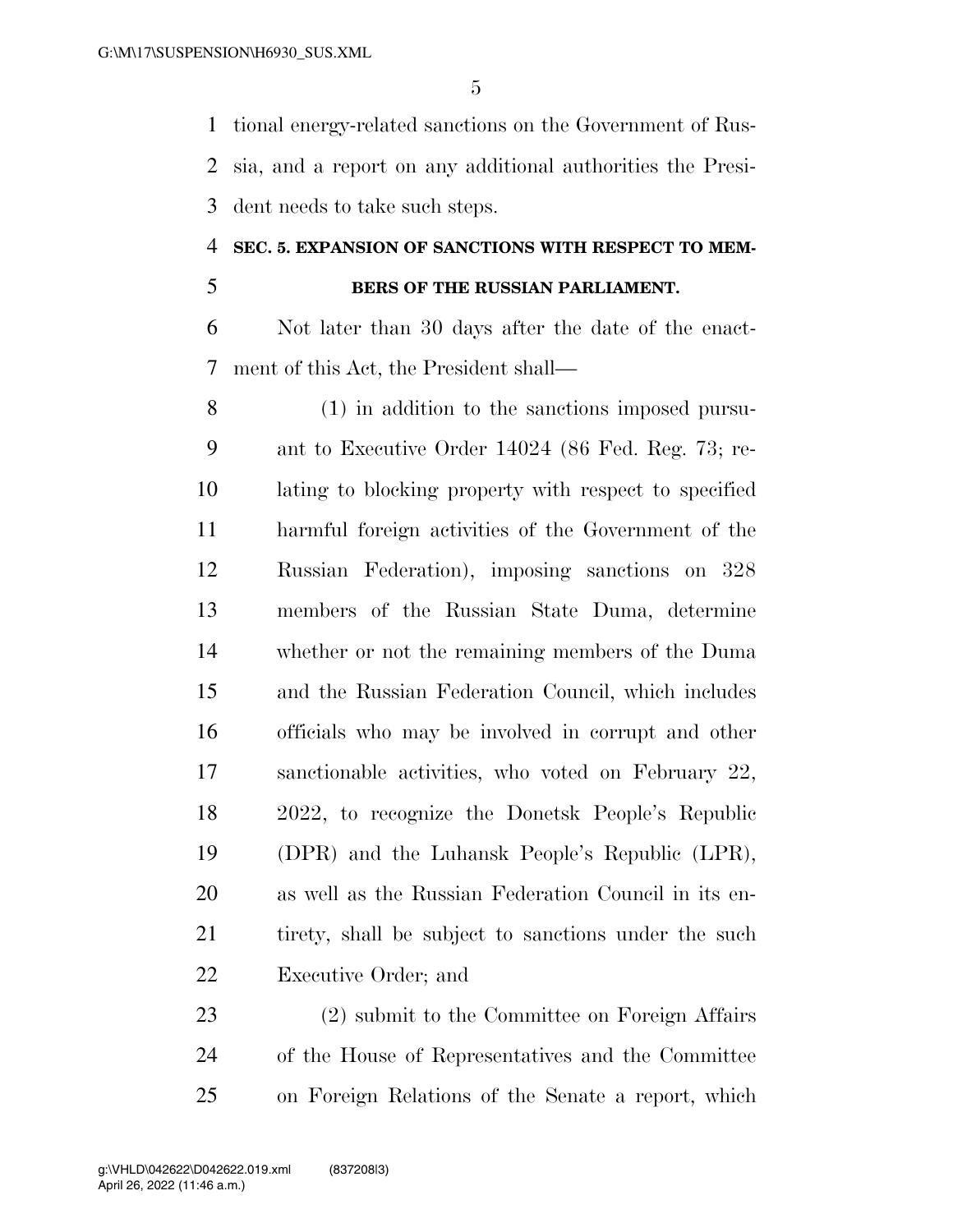tional energy-related sanctions on the Government of Russia, and a report on any additional authorities the President needs to take such steps.

**SEC. 5. EXPANSION OF SANCTIONS WITH RESPECT TO MEMBERS OF THE RUSSIAN PARLIAMENT.**

Not later than 30 days after the date of the enactment of this Act, the President shall—

(1) in addition to the sanctions imposed pursuant to Executive Order 14024 (86 Fed. Reg. 73; relating to blocking property with respect to specified harmful foreign activities of the Government of the Russian Federation), imposing sanctions on 328 members of the Russian State Duma, determine whether or not the remaining members of the Duma and the Russian Federation Council, which includes officials who may be involved in corrupt and other sanctionable activities, who voted on February 22, 2022, to recognize the Donetsk People's Republic (DPR) and the Luhansk People's Republic (LPR), as well as the Russian Federation Council in its entirety, shall be subject to sanctions under the such Executive Order; and

(2) submit to the Committee on Foreign Affairs of the House of Representatives and the Committee on Foreign Relations of the Senate a report, which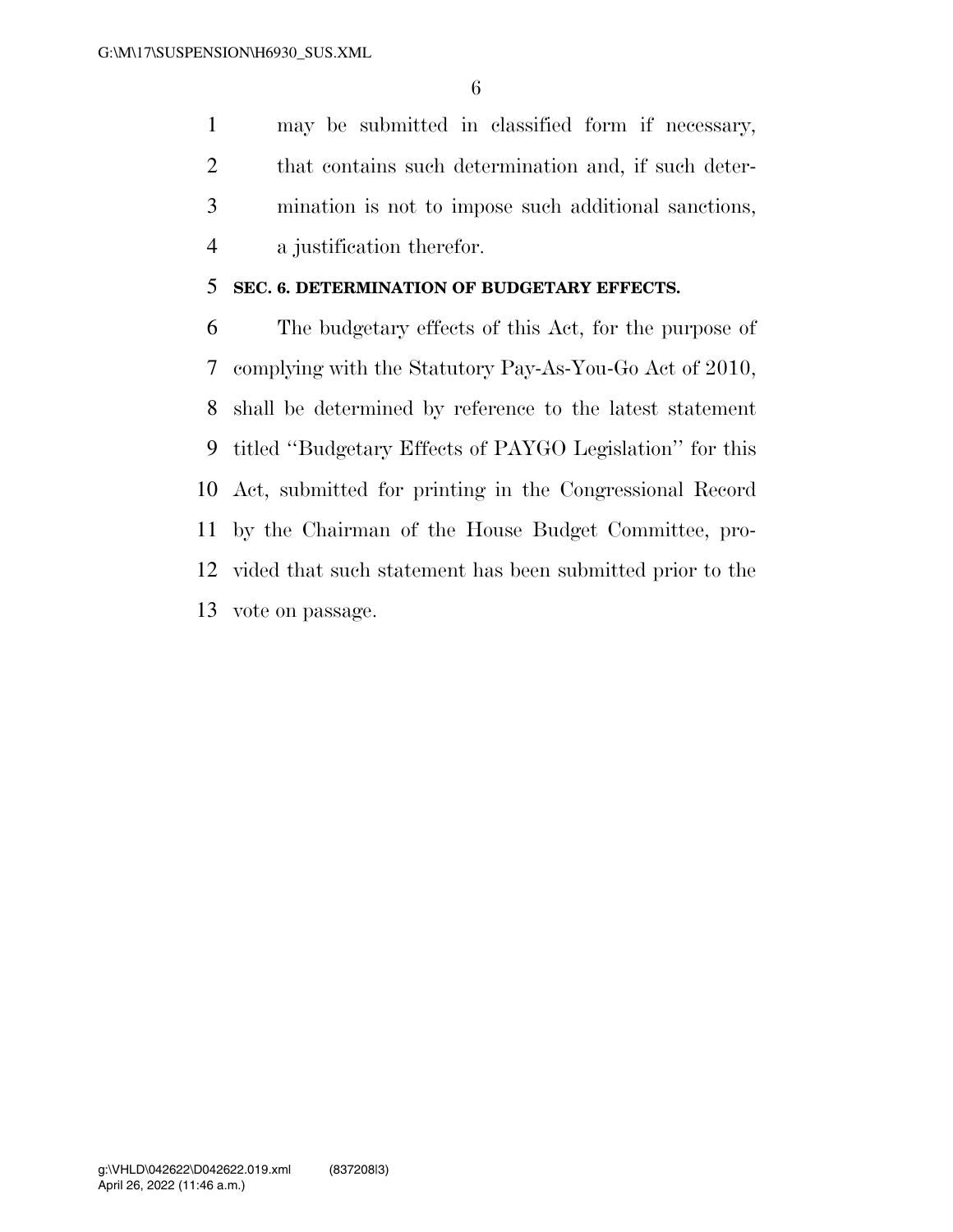may be submitted in classified form if necessary, that contains such determination and, if such determination is not to impose such additional sanctions, a justification therefor.

### SEC. 6. DETERMINATION OF BUDGETARY EFFECTS.

The budgetary effects of this Act, for the purpose of complying with the Statutory Pay-As-You-Go Act of 2010, shall be determined by reference to the latest statement titled ''Budgetary Effects of PAYGO Legislation'' for this Act, submitted for printing in the Congressional Record by the Chairman of the House Budget Committee, provided that such statement has been submitted prior to the vote on passage.